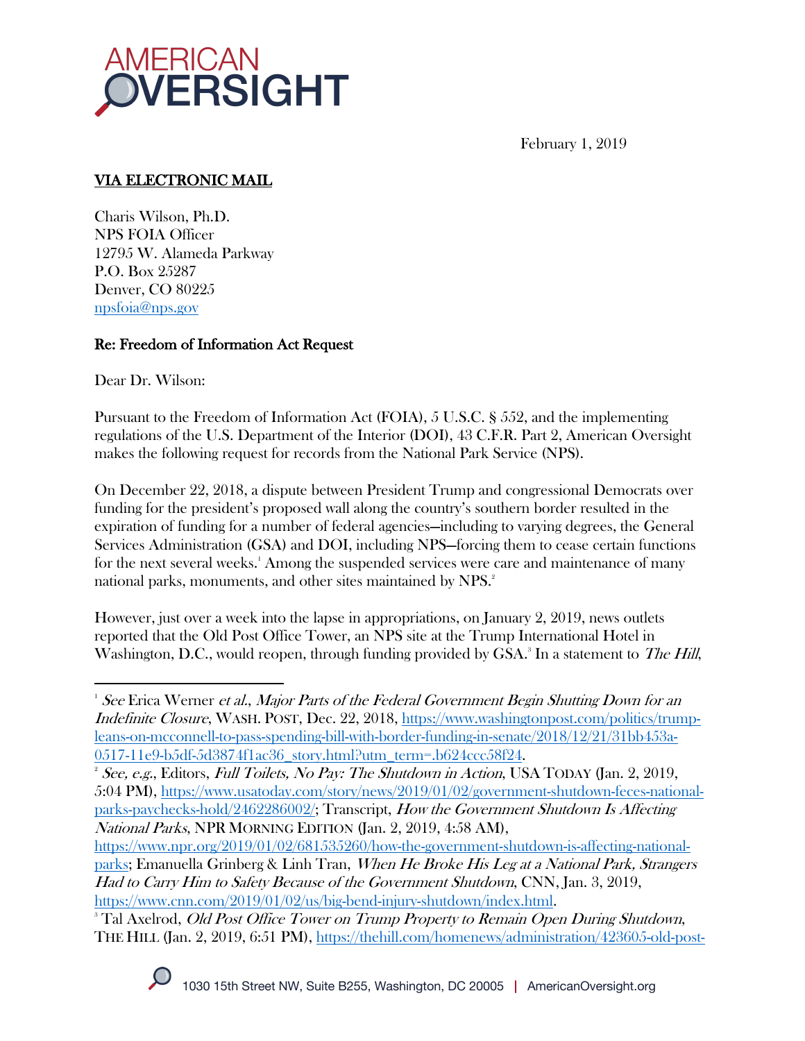AMERICAN OVERSIGHT

February 1, 2019

**VIA ELECTRONIC MAIL**

Charis Wilson, Ph.D.
NPS FOIA Officer
12795 W. Alameda Parkway
P.O. Box 25287
Denver, CO 80225
npsfoia@nps.gov

**Re: Freedom of Information Act Request**

Dear Dr. Wilson:

Pursuant to the Freedom of Information Act (FOIA), 5 U.S.C. § 552, and the implementing regulations of the U.S. Department of the Interior (DOI), 43 C.F.R. Part 2, American Oversight makes the following request for records from the National Park Service (NPS).

On December 22, 2018, a dispute between President Trump and congressional Democrats over funding for the president's proposed wall along the country's southern border resulted in the expiration of funding for a number of federal agencies—including to varying degrees, the General Services Administration (GSA) and DOI, including NPS—forcing them to cease certain functions for the next several weeks.[1] Among the suspended services were care and maintenance of many national parks, monuments, and other sites maintained by NPS.[2]

However, just over a week into the lapse in appropriations, on January 2, 2019, news outlets reported that the Old Post Office Tower, an NPS site at the Trump International Hotel in Washington, D.C., would reopen, through funding provided by GSA.[3] In a statement to *The Hill*,

---

[1] *See* Erica Werner *et al.*, *Major Parts of the Federal Government Begin Shutting Down for an Indefinite Closure*, WASH. POST, Dec. 22, 2018, https://www.washingtonpost.com/politics/trump-leans-on-mcconnell-to-pass-spending-bill-with-border-funding-in-senate/2018/12/21/31bb453a-0517-11e9-b5df-5d3874f1ac36_story.html?utm_term=.b624ccc58f24.

[2] *See, e.g.*, Editors, *Full Toilets, No Pay: The Shutdown in Action*, USA TODAY (Jan. 2, 2019, 5:04 PM), https://www.usatoday.com/story/news/2019/01/02/government-shutdown-feces-national-parks-paychecks-hold/2462286002/; Transcript, *How the Government Shutdown Is Affecting National Parks*, NPR MORNING EDITION (Jan. 2, 2019, 4:58 AM), https://www.npr.org/2019/01/02/681535260/how-the-government-shutdown-is-affecting-national-parks; Emanuella Grinberg & Linh Tran, *When He Broke His Leg at a National Park, Strangers Had to Carry Him to Safety Because of the Government Shutdown*, CNN, Jan. 3, 2019, https://www.cnn.com/2019/01/02/us/big-bend-injury-shutdown/index.html.

[3] Tal Axelrod, *Old Post Office Tower on Trump Property to Remain Open During Shutdown*, THE HILL (Jan. 2, 2019, 6:51 PM), https://thehill.com/homenews/administration/423605-old-post-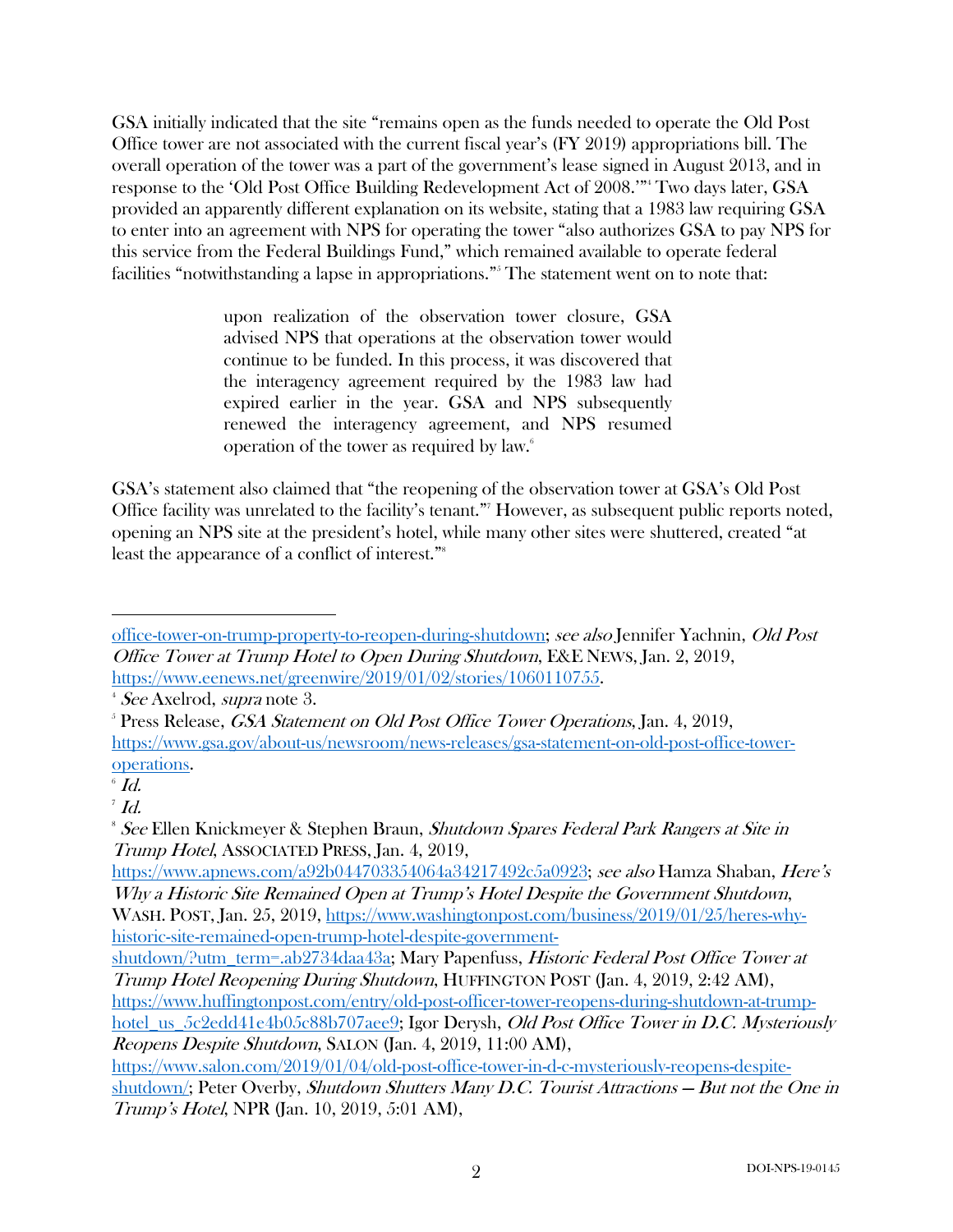GSA initially indicated that the site "remains open as the funds needed to operate the Old Post Office tower are not associated with the current fiscal year's (FY 2019) appropriations bill. The overall operation of the tower was a part of the government's lease signed in August 2013, and in response to the 'Old Post Office Building Redevelopment Act of 2008.'"[4] Two days later, GSA provided an apparently different explanation on its website, stating that a 1983 law requiring GSA to enter into an agreement with NPS for operating the tower "also authorizes GSA to pay NPS for this service from the Federal Buildings Fund," which remained available to operate federal facilities "notwithstanding a lapse in appropriations."[5] The statement went on to note that:

> upon realization of the observation tower closure, GSA advised NPS that operations at the observation tower would continue to be funded. In this process, it was discovered that the interagency agreement required by the 1983 law had expired earlier in the year. GSA and NPS subsequently renewed the interagency agreement, and NPS resumed operation of the tower as required by law.[6]

GSA's statement also claimed that "the reopening of the observation tower at GSA's Old Post Office facility was unrelated to the facility's tenant."[7] However, as subsequent public reports noted, opening an NPS site at the president's hotel, while many other sites were shuttered, created "at least the appearance of a conflict of interest."[8]

---

office-tower-on-trump-property-to-reopen-during-shutdown; *see also* Jennifer Yachnin, *Old Post Office Tower at Trump Hotel to Open During Shutdown*, E&E NEWS, Jan. 2, 2019, https://www.eenews.net/greenwire/2019/01/02/stories/1060110755.

[4] *See* Axelrod, *supra* note 3.

[5] Press Release, *GSA Statement on Old Post Office Tower Operations*, Jan. 4, 2019, https://www.gsa.gov/about-us/newsroom/news-releases/gsa-statement-on-old-post-office-tower-operations.

[6] *Id.*

[7] *Id.*

[8] *See* Ellen Knickmeyer & Stephen Braun, *Shutdown Spares Federal Park Rangers at Site in Trump Hotel*, ASSOCIATED PRESS, Jan. 4, 2019, https://www.apnews.com/a92b044703354064a34217492c5a0923; *see also* Hamza Shaban, *Here's Why a Historic Site Remained Open at Trump's Hotel Despite the Government Shutdown*, WASH. POST, Jan. 25, 2019, https://www.washingtonpost.com/business/2019/01/25/heres-why-historic-site-remained-open-trump-hotel-despite-government-shutdown/?utm_term=.ab2734daa43a; Mary Papenfuss, *Historic Federal Post Office Tower at Trump Hotel Reopening During Shutdown*, HUFFINGTON POST (Jan. 4, 2019, 2:42 AM), https://www.huffingtonpost.com/entry/old-post-officer-tower-reopens-during-shutdown-at-trump-hotel_us_5c2edd41e4b05c88b707aee9; Igor Derysh, *Old Post Office Tower in D.C. Mysteriously Reopens Despite Shutdown*, SALON (Jan. 4, 2019, 11:00 AM), https://www.salon.com/2019/01/04/old-post-office-tower-in-d-c-mysteriously-reopens-despite-shutdown/; Peter Overby, *Shutdown Shutters Many D.C. Tourist Attractions — But not the One in Trump's Hotel*, NPR (Jan. 10, 2019, 5:01 AM),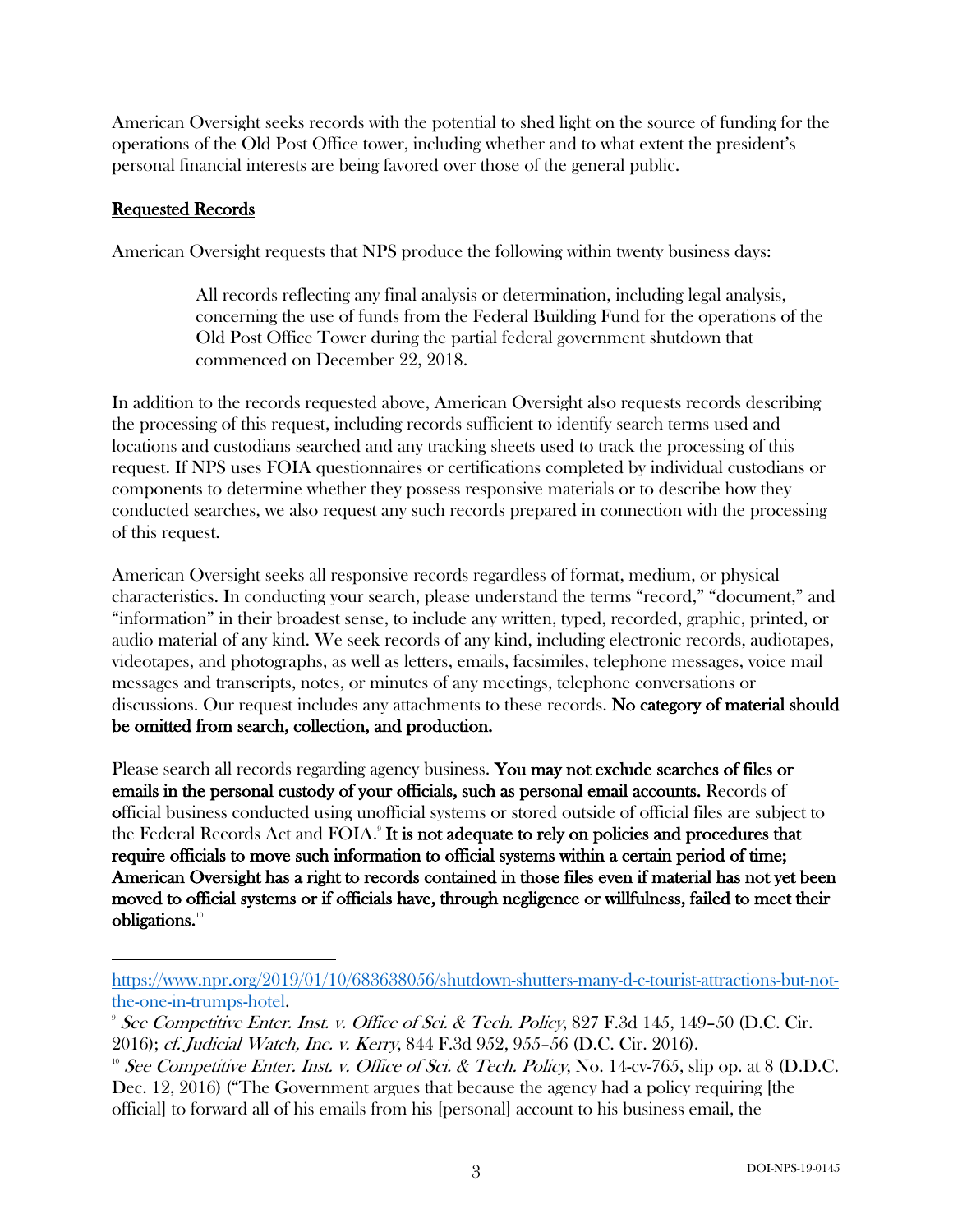American Oversight seeks records with the potential to shed light on the source of funding for the operations of the Old Post Office tower, including whether and to what extent the president's personal financial interests are being favored over those of the general public.

## Requested Records

American Oversight requests that NPS produce the following within twenty business days:

> All records reflecting any final analysis or determination, including legal analysis, concerning the use of funds from the Federal Building Fund for the operations of the Old Post Office Tower during the partial federal government shutdown that commenced on December 22, 2018.

In addition to the records requested above, American Oversight also requests records describing the processing of this request, including records sufficient to identify search terms used and locations and custodians searched and any tracking sheets used to track the processing of this request. If NPS uses FOIA questionnaires or certifications completed by individual custodians or components to determine whether they possess responsive materials or to describe how they conducted searches, we also request any such records prepared in connection with the processing of this request.

American Oversight seeks all responsive records regardless of format, medium, or physical characteristics. In conducting your search, please understand the terms "record," "document," and "information" in their broadest sense, to include any written, typed, recorded, graphic, printed, or audio material of any kind. We seek records of any kind, including electronic records, audiotapes, videotapes, and photographs, as well as letters, emails, facsimiles, telephone messages, voice mail messages and transcripts, notes, or minutes of any meetings, telephone conversations or discussions. Our request includes any attachments to these records. **No category of material should be omitted from search, collection, and production.**

Please search all records regarding agency business. **You may not exclude searches of files or emails in the personal custody of your officials, such as personal email accounts.** Records of official business conducted using unofficial systems or stored outside of official files are subject to the Federal Records Act and FOIA.[9] **It is not adequate to rely on policies and procedures that require officials to move such information to official systems within a certain period of time; American Oversight has a right to records contained in those files even if material has not yet been moved to official systems or if officials have, through negligence or willfulness, failed to meet their obligations.**[10]

---

https://www.npr.org/2019/01/10/683638056/shutdown-shutters-many-d-c-tourist-attractions-but-not-the-one-in-trumps-hotel.

[9] *See Competitive Enter. Inst. v. Office of Sci. & Tech. Policy*, 827 F.3d 145, 149–50 (D.C. Cir. 2016); *cf. Judicial Watch, Inc. v. Kerry*, 844 F.3d 952, 955–56 (D.C. Cir. 2016).

[10] *See Competitive Enter. Inst. v. Office of Sci. & Tech. Policy*, No. 14-cv-765, slip op. at 8 (D.D.C. Dec. 12, 2016) ("The Government argues that because the agency had a policy requiring [the official] to forward all of his emails from his [personal] account to his business email, the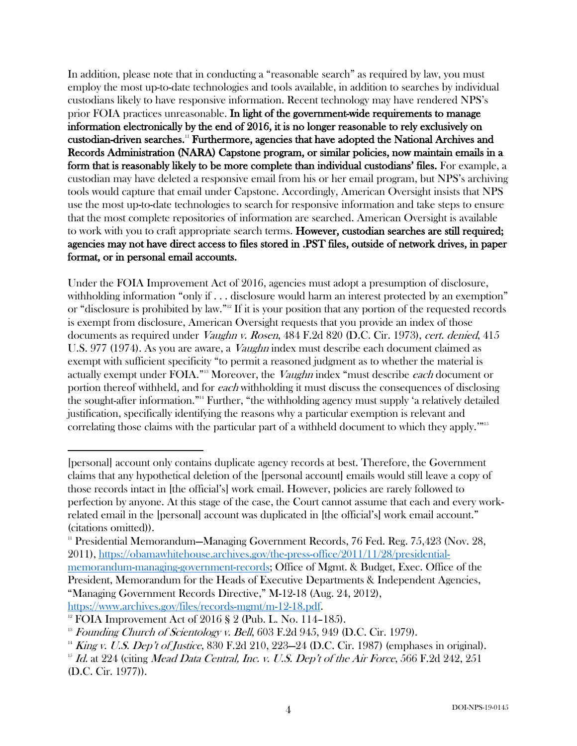In addition, please note that in conducting a "reasonable search" as required by law, you must employ the most up-to-date technologies and tools available, in addition to searches by individual custodians likely to have responsive information. Recent technology may have rendered NPS's prior FOIA practices unreasonable. **In light of the government-wide requirements to manage information electronically by the end of 2016, it is no longer reasonable to rely exclusively on custodian-driven searches.**[11] **Furthermore, agencies that have adopted the National Archives and Records Administration (NARA) Capstone program, or similar policies, now maintain emails in a form that is reasonably likely to be more complete than individual custodians' files.** For example, a custodian may have deleted a responsive email from his or her email program, but NPS's archiving tools would capture that email under Capstone. Accordingly, American Oversight insists that NPS use the most up-to-date technologies to search for responsive information and take steps to ensure that the most complete repositories of information are searched. American Oversight is available to work with you to craft appropriate search terms. **However, custodian searches are still required; agencies may not have direct access to files stored in .PST files, outside of network drives, in paper format, or in personal email accounts.**

Under the FOIA Improvement Act of 2016, agencies must adopt a presumption of disclosure, withholding information "only if . . . disclosure would harm an interest protected by an exemption" or "disclosure is prohibited by law."[12] If it is your position that any portion of the requested records is exempt from disclosure, American Oversight requests that you provide an index of those documents as required under *Vaughn v. Rosen*, 484 F.2d 820 (D.C. Cir. 1973), *cert. denied*, 415 U.S. 977 (1974). As you are aware, a *Vaughn* index must describe each document claimed as exempt with sufficient specificity "to permit a reasoned judgment as to whether the material is actually exempt under FOIA."[13] Moreover, the *Vaughn* index "must describe *each* document or portion thereof withheld, and for *each* withholding it must discuss the consequences of disclosing the sought-after information."[14] Further, "the withholding agency must supply 'a relatively detailed justification, specifically identifying the reasons why a particular exemption is relevant and correlating those claims with the particular part of a withheld document to which they apply.'"[15]

---

[personal] account only contains duplicate agency records at best. Therefore, the Government claims that any hypothetical deletion of the [personal account] emails would still leave a copy of those records intact in [the official's] work email. However, policies are rarely followed to perfection by anyone. At this stage of the case, the Court cannot assume that each and every work-related email in the [personal] account was duplicated in [the official's] work email account." (citations omitted)).

[11] Presidential Memorandum—Managing Government Records, 76 Fed. Reg. 75,423 (Nov. 28, 2011), https://obamawhitehouse.archives.gov/the-press-office/2011/11/28/presidential-memorandum-managing-government-records; Office of Mgmt. & Budget, Exec. Office of the President, Memorandum for the Heads of Executive Departments & Independent Agencies, "Managing Government Records Directive," M-12-18 (Aug. 24, 2012), https://www.archives.gov/files/records-mgmt/m-12-18.pdf.

[12] FOIA Improvement Act of 2016 § 2 (Pub. L. No. 114–185).

[13] *Founding Church of Scientology v. Bell*, 603 F.2d 945, 949 (D.C. Cir. 1979).

[14] *King v. U.S. Dep't of Justice*, 830 F.2d 210, 223–24 (D.C. Cir. 1987) (emphases in original).

[15] *Id.* at 224 (citing *Mead Data Central, Inc. v. U.S. Dep't of the Air Force*, 566 F.2d 242, 251 (D.C. Cir. 1977)).

DOI-NPS-19-0145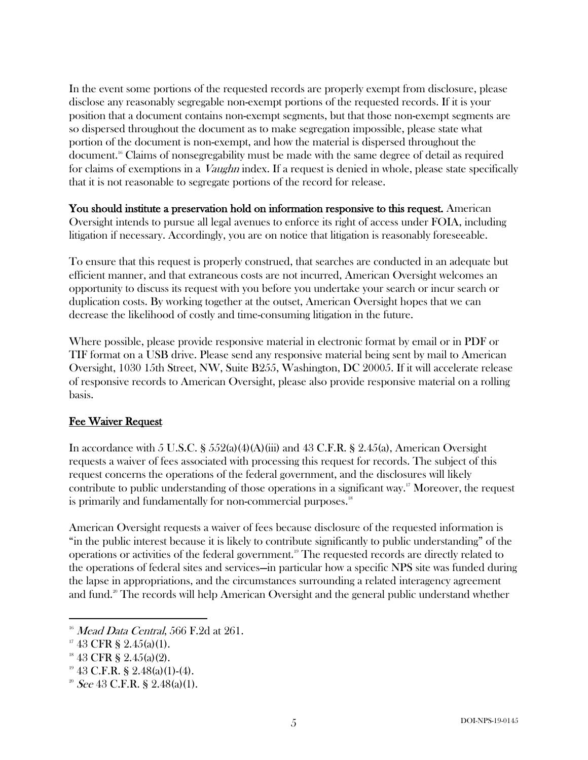In the event some portions of the requested records are properly exempt from disclosure, please disclose any reasonably segregable non-exempt portions of the requested records. If it is your position that a document contains non-exempt segments, but that those non-exempt segments are so dispersed throughout the document as to make segregation impossible, please state what portion of the document is non-exempt, and how the material is dispersed throughout the document.[16] Claims of nonsegregability must be made with the same degree of detail as required for claims of exemptions in a *Vaughn* index. If a request is denied in whole, please state specifically that it is not reasonable to segregate portions of the record for release.

**You should institute a preservation hold on information responsive to this request.** American Oversight intends to pursue all legal avenues to enforce its right of access under FOIA, including litigation if necessary. Accordingly, you are on notice that litigation is reasonably foreseeable.

To ensure that this request is properly construed, that searches are conducted in an adequate but efficient manner, and that extraneous costs are not incurred, American Oversight welcomes an opportunity to discuss its request with you before you undertake your search or incur search or duplication costs. By working together at the outset, American Oversight hopes that we can decrease the likelihood of costly and time-consuming litigation in the future.

Where possible, please provide responsive material in electronic format by email or in PDF or TIF format on a USB drive. Please send any responsive material being sent by mail to American Oversight, 1030 15th Street, NW, Suite B255, Washington, DC 20005. If it will accelerate release of responsive records to American Oversight, please also provide responsive material on a rolling basis.

## Fee Waiver Request

In accordance with 5 U.S.C. § 552(a)(4)(A)(iii) and 43 C.F.R. § 2.45(a), American Oversight requests a waiver of fees associated with processing this request for records. The subject of this request concerns the operations of the federal government, and the disclosures will likely contribute to public understanding of those operations in a significant way.[17] Moreover, the request is primarily and fundamentally for non-commercial purposes.[18]

American Oversight requests a waiver of fees because disclosure of the requested information is "in the public interest because it is likely to contribute significantly to public understanding" of the operations or activities of the federal government.[19] The requested records are directly related to the operations of federal sites and services—in particular how a specific NPS site was funded during the lapse in appropriations, and the circumstances surrounding a related interagency agreement and fund.[20] The records will help American Oversight and the general public understand whether

---

[16] *Mead Data Central*, 566 F.2d at 261.

[17] 43 CFR § 2.45(a)(1).

[18] 43 CFR § 2.45(a)(2).

[19] 43 C.F.R. § 2.48(a)(1)-(4).

[20] *See* 43 C.F.R. § 2.48(a)(1).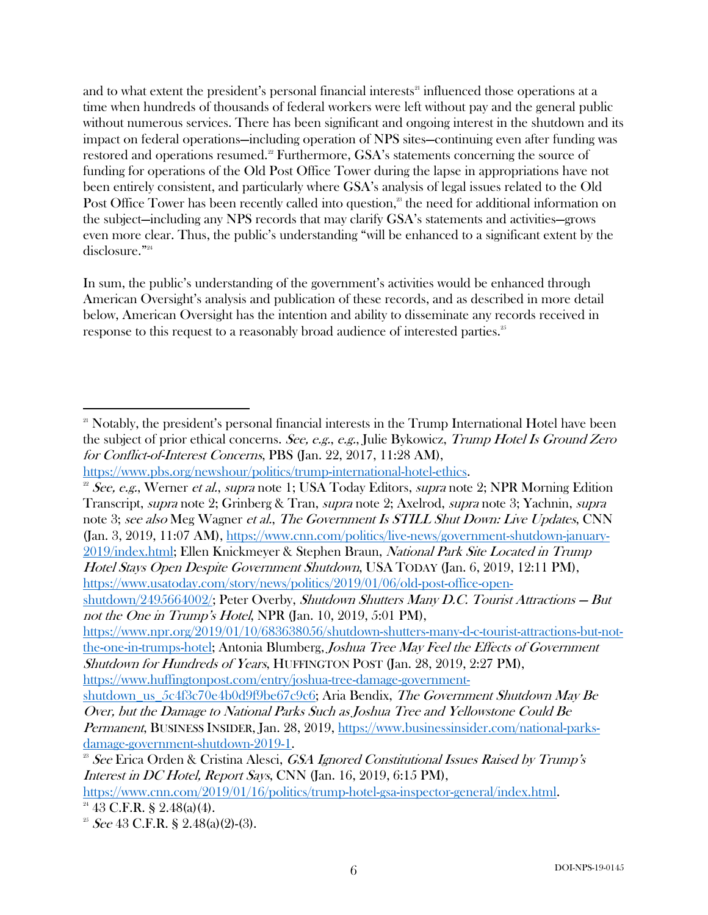and to what extent the president's personal financial interests[21] influenced those operations at a time when hundreds of thousands of federal workers were left without pay and the general public without numerous services. There has been significant and ongoing interest in the shutdown and its impact on federal operations—including operation of NPS sites—continuing even after funding was restored and operations resumed.[22] Furthermore, GSA's statements concerning the source of funding for operations of the Old Post Office Tower during the lapse in appropriations have not been entirely consistent, and particularly where GSA's analysis of legal issues related to the Old Post Office Tower has been recently called into question,[23] the need for additional information on the subject—including any NPS records that may clarify GSA's statements and activities—grows even more clear. Thus, the public's understanding "will be enhanced to a significant extent by the disclosure."[24]

In sum, the public's understanding of the government's activities would be enhanced through American Oversight's analysis and publication of these records, and as described in more detail below, American Oversight has the intention and ability to disseminate any records received in response to this request to a reasonably broad audience of interested parties.[25]

---

[21] Notably, the president's personal financial interests in the Trump International Hotel have been the subject of prior ethical concerns. *See, e.g., e.g.*, Julie Bykowicz, *Trump Hotel Is Ground Zero for Conflict-of-Interest Concerns*, PBS (Jan. 22, 2017, 11:28 AM), https://www.pbs.org/newshour/politics/trump-international-hotel-ethics.

[22] *See, e.g.*, Werner *et al.*, *supra* note 1; USA Today Editors, *supra* note 2; NPR Morning Edition Transcript, *supra* note 2; Grinberg & Tran, *supra* note 2; Axelrod, *supra* note 3; Yachnin, *supra* note 3; *see also* Meg Wagner *et al.*, *The Government Is STILL Shut Down: Live Updates*, CNN (Jan. 3, 2019, 11:07 AM), https://www.cnn.com/politics/live-news/government-shutdown-january-2019/index.html; Ellen Knickmeyer & Stephen Braun, *National Park Site Located in Trump Hotel Stays Open Despite Government Shutdown*, USA TODAY (Jan. 6, 2019, 12:11 PM), https://www.usatoday.com/story/news/politics/2019/01/06/old-post-office-open-shutdown/2495664002/; Peter Overby, *Shutdown Shutters Many D.C. Tourist Attractions — But not the One in Trump's Hotel*, NPR (Jan. 10, 2019, 5:01 PM), https://www.npr.org/2019/01/10/683638056/shutdown-shutters-many-d-c-tourist-attractions-but-not-the-one-in-trumps-hotel; Antonia Blumberg, *Joshua Tree May Feel the Effects of Government Shutdown for Hundreds of Years*, HUFFINGTON POST (Jan. 28, 2019, 2:27 PM), https://www.huffingtonpost.com/entry/joshua-tree-damage-government-shutdown_us_5c4f3c70e4b0d9f9be67c9c6; Aria Bendix, *The Government Shutdown May Be Over, but the Damage to National Parks Such as Joshua Tree and Yellowstone Could Be Permanent*, BUSINESS INSIDER, Jan. 28, 2019, https://www.businessinsider.com/national-parks-damage-government-shutdown-2019-1.

[23] *See* Erica Orden & Cristina Alesci, *GSA Ignored Constitutional Issues Raised by Trump's Interest in DC Hotel, Report Says*, CNN (Jan. 16, 2019, 6:15 PM), https://www.cnn.com/2019/01/16/politics/trump-hotel-gsa-inspector-general/index.html.

[24] 43 C.F.R. § 2.48(a)(4).

[25] *See* 43 C.F.R. § 2.48(a)(2)-(3).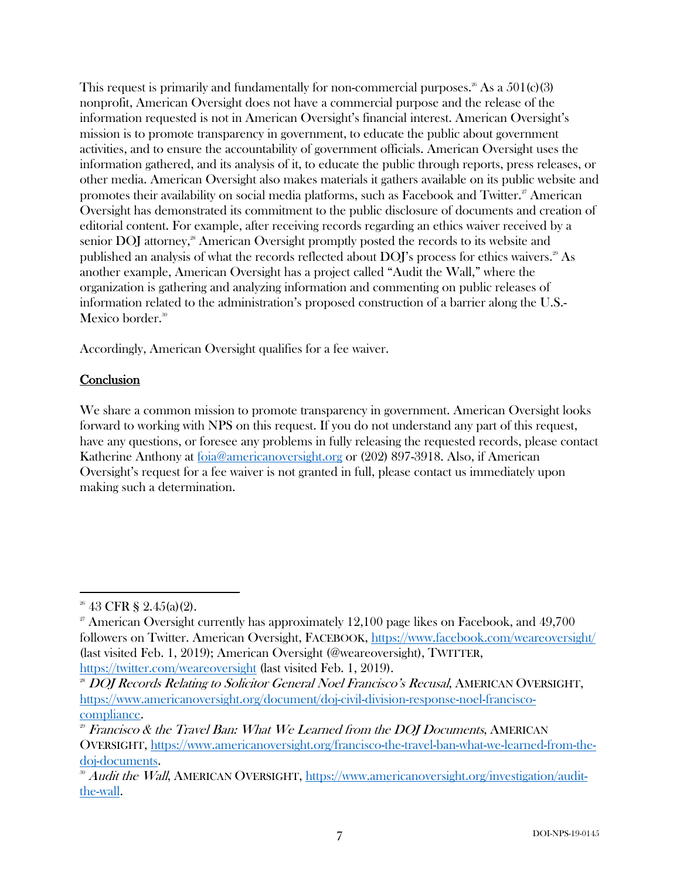This request is primarily and fundamentally for non-commercial purposes.[26] As a 501(c)(3) nonprofit, American Oversight does not have a commercial purpose and the release of the information requested is not in American Oversight's financial interest. American Oversight's mission is to promote transparency in government, to educate the public about government activities, and to ensure the accountability of government officials. American Oversight uses the information gathered, and its analysis of it, to educate the public through reports, press releases, or other media. American Oversight also makes materials it gathers available on its public website and promotes their availability on social media platforms, such as Facebook and Twitter.[27] American Oversight has demonstrated its commitment to the public disclosure of documents and creation of editorial content. For example, after receiving records regarding an ethics waiver received by a senior DOJ attorney,[28] American Oversight promptly posted the records to its website and published an analysis of what the records reflected about DOJ's process for ethics waivers.[29] As another example, American Oversight has a project called "Audit the Wall," where the organization is gathering and analyzing information and commenting on public releases of information related to the administration's proposed construction of a barrier along the U.S.-Mexico border.[30]

Accordingly, American Oversight qualifies for a fee waiver.

## Conclusion

We share a common mission to promote transparency in government. American Oversight looks forward to working with NPS on this request. If you do not understand any part of this request, have any questions, or foresee any problems in fully releasing the requested records, please contact Katherine Anthony at foia@americanoversight.org or (202) 897-3918. Also, if American Oversight's request for a fee waiver is not granted in full, please contact us immediately upon making such a determination.

---

[26] 43 CFR § 2.45(a)(2).

[27] American Oversight currently has approximately 12,100 page likes on Facebook, and 49,700 followers on Twitter. American Oversight, FACEBOOK, https://www.facebook.com/weareoversight/ (last visited Feb. 1, 2019); American Oversight (@weareoversight), TWITTER, https://twitter.com/weareoversight (last visited Feb. 1, 2019).

[28] *DOJ Records Relating to Solicitor General Noel Francisco's Recusal*, AMERICAN OVERSIGHT, https://www.americanoversight.org/document/doj-civil-division-response-noel-francisco-compliance.

[29] *Francisco & the Travel Ban: What We Learned from the DOJ Documents*, AMERICAN OVERSIGHT, https://www.americanoversight.org/francisco-the-travel-ban-what-we-learned-from-the-doj-documents.

[30] *Audit the Wall*, AMERICAN OVERSIGHT, https://www.americanoversight.org/investigation/audit-the-wall.

DOI-NPS-19-0145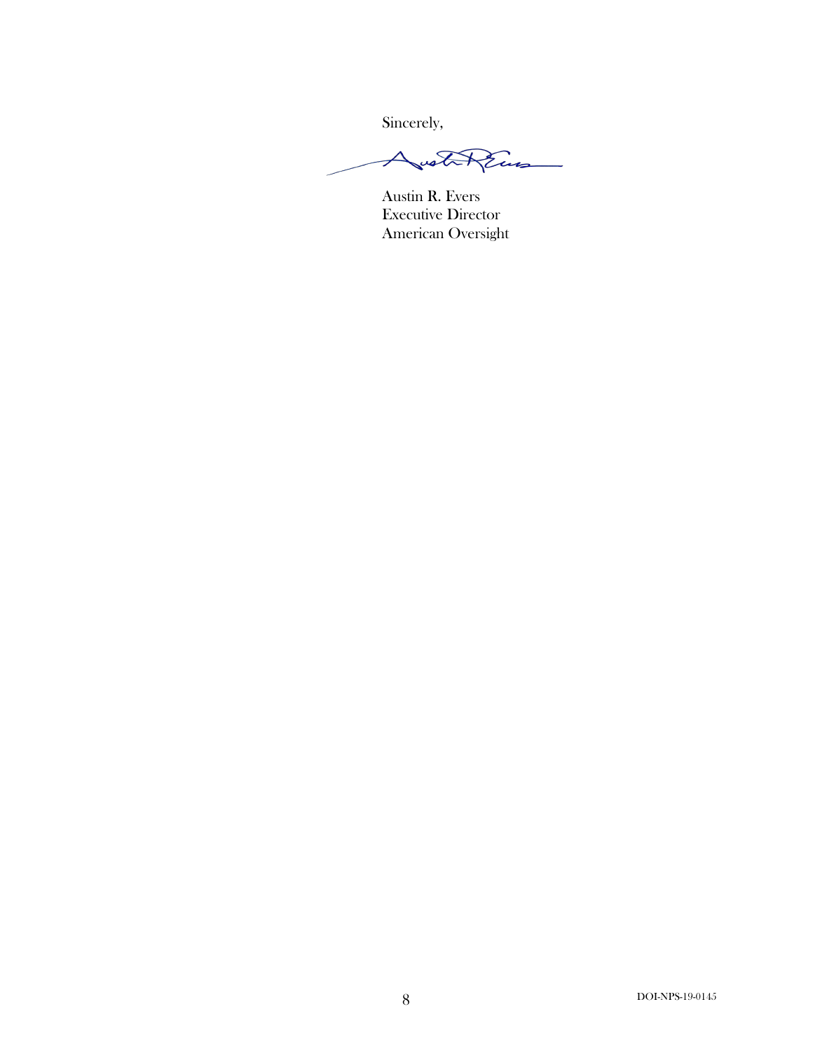Sincerely,

Austin R. Evers
Executive Director
American Oversight